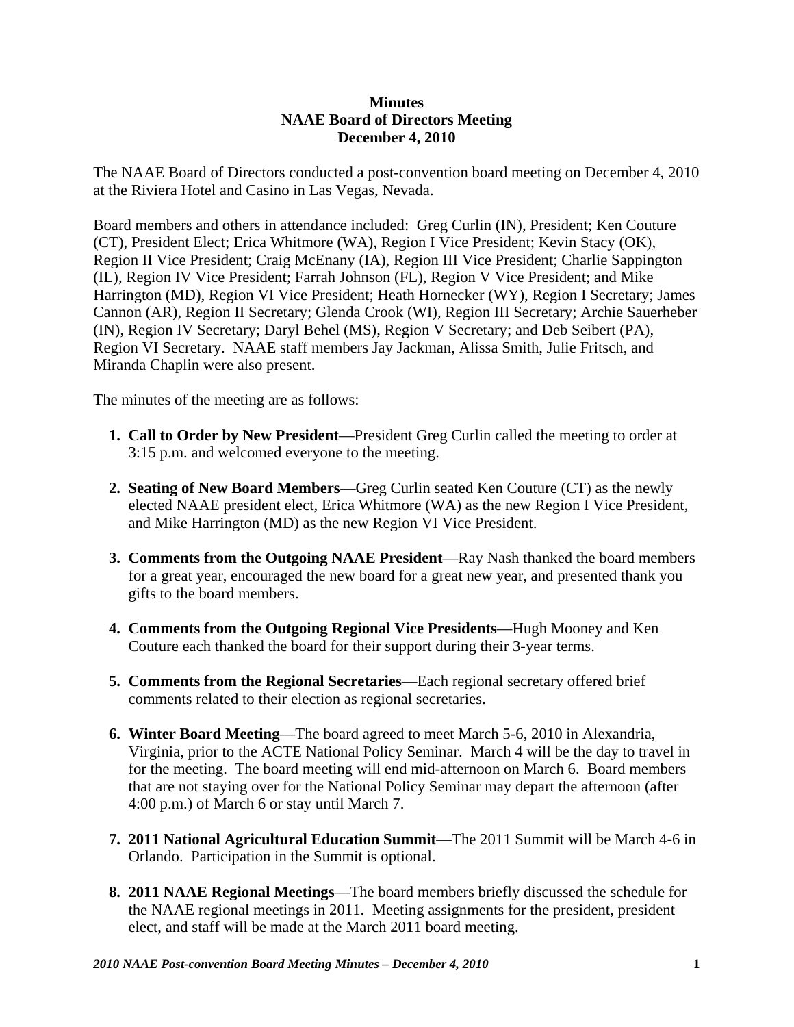**Minutes**
**NAAE Board of Directors Meeting**
**December 4, 2010**

The NAAE Board of Directors conducted a post-convention board meeting on December 4, 2010 at the Riviera Hotel and Casino in Las Vegas, Nevada.

Board members and others in attendance included: Greg Curlin (IN), President; Ken Couture (CT), President Elect; Erica Whitmore (WA), Region I Vice President; Kevin Stacy (OK), Region II Vice President; Craig McEnany (IA), Region III Vice President; Charlie Sappington (IL), Region IV Vice President; Farrah Johnson (FL), Region V Vice President; and Mike Harrington (MD), Region VI Vice President; Heath Hornecker (WY), Region I Secretary; James Cannon (AR), Region II Secretary; Glenda Crook (WI), Region III Secretary; Archie Sauerheber (IN), Region IV Secretary; Daryl Behel (MS), Region V Secretary; and Deb Seibert (PA), Region VI Secretary. NAAE staff members Jay Jackman, Alissa Smith, Julie Fritsch, and Miranda Chaplin were also present.

The minutes of the meeting are as follows:

1. **Call to Order by New President**—President Greg Curlin called the meeting to order at 3:15 p.m. and welcomed everyone to the meeting.

2. **Seating of New Board Members**—Greg Curlin seated Ken Couture (CT) as the newly elected NAAE president elect, Erica Whitmore (WA) as the new Region I Vice President, and Mike Harrington (MD) as the new Region VI Vice President.

3. **Comments from the Outgoing NAAE President**—Ray Nash thanked the board members for a great year, encouraged the new board for a great new year, and presented thank you gifts to the board members.

4. **Comments from the Outgoing Regional Vice Presidents**—Hugh Mooney and Ken Couture each thanked the board for their support during their 3-year terms.

5. **Comments from the Regional Secretaries**—Each regional secretary offered brief comments related to their election as regional secretaries.

6. **Winter Board Meeting**—The board agreed to meet March 5-6, 2010 in Alexandria, Virginia, prior to the ACTE National Policy Seminar. March 4 will be the day to travel in for the meeting. The board meeting will end mid-afternoon on March 6. Board members that are not staying over for the National Policy Seminar may depart the afternoon (after 4:00 p.m.) of March 6 or stay until March 7.

7. **2011 National Agricultural Education Summit**—The 2011 Summit will be March 4-6 in Orlando. Participation in the Summit is optional.

8. **2011 NAAE Regional Meetings**—The board members briefly discussed the schedule for the NAAE regional meetings in 2011. Meeting assignments for the president, president elect, and staff will be made at the March 2011 board meeting.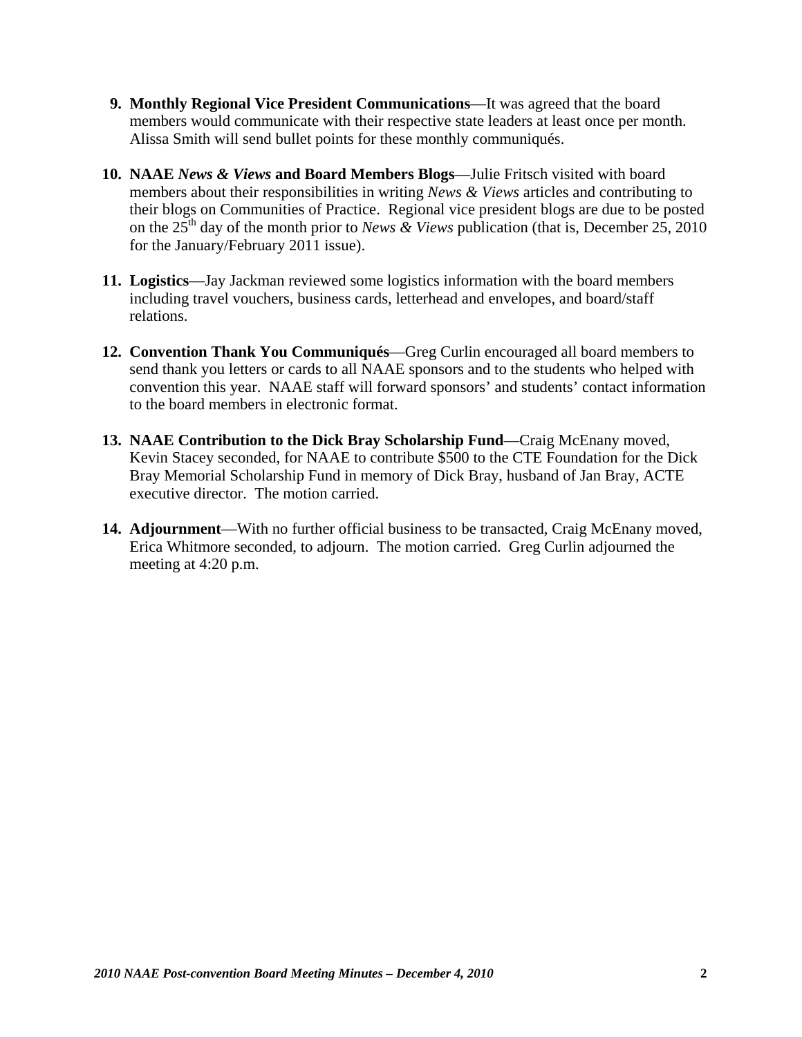9. **Monthly Regional Vice President Communications**—It was agreed that the board members would communicate with their respective state leaders at least once per month. Alissa Smith will send bullet points for these monthly communiqués.

10. **NAAE *News & Views* and Board Members Blogs**—Julie Fritsch visited with board members about their responsibilities in writing *News & Views* articles and contributing to their blogs on Communities of Practice. Regional vice president blogs are due to be posted on the 25th day of the month prior to *News & Views* publication (that is, December 25, 2010 for the January/February 2011 issue).

11. **Logistics**—Jay Jackman reviewed some logistics information with the board members including travel vouchers, business cards, letterhead and envelopes, and board/staff relations.

12. **Convention Thank You Communiqués**—Greg Curlin encouraged all board members to send thank you letters or cards to all NAAE sponsors and to the students who helped with convention this year. NAAE staff will forward sponsors' and students' contact information to the board members in electronic format.

13. **NAAE Contribution to the Dick Bray Scholarship Fund**—Craig McEnany moved, Kevin Stacey seconded, for NAAE to contribute $500 to the CTE Foundation for the Dick Bray Memorial Scholarship Fund in memory of Dick Bray, husband of Jan Bray, ACTE executive director. The motion carried.

14. **Adjournment**—With no further official business to be transacted, Craig McEnany moved, Erica Whitmore seconded, to adjourn. The motion carried. Greg Curlin adjourned the meeting at 4:20 p.m.